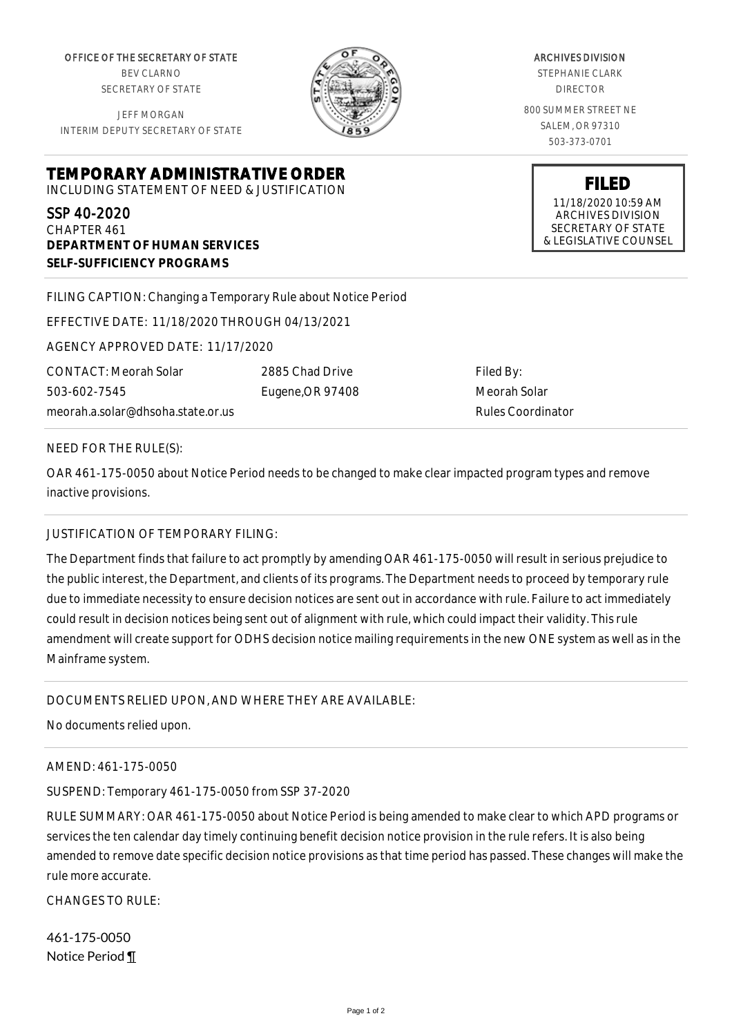OFFICE OF THE SECRETARY OF STATE
BEV CLARNO
SECRETARY OF STATE

JEFF MORGAN
INTERIM DEPUTY SECRETARY OF STATE

ARCHIVES DIVISION
STEPHANIE CLARK
DIRECTOR

800 SUMMER STREET NE
SALEM, OR 97310
503-373-0701

**FILED**
11/18/2020 10:59 AM
ARCHIVES DIVISION
SECRETARY OF STATE
& LEGISLATIVE COUNSEL

# TEMPORARY ADMINISTRATIVE ORDER

INCLUDING STATEMENT OF NEED & JUSTIFICATION

SSP 40-2020
CHAPTER 461
**DEPARTMENT OF HUMAN SERVICES**
**SELF-SUFFICIENCY PROGRAMS**

FILING CAPTION: Changing a Temporary Rule about Notice Period

EFFECTIVE DATE: 11/18/2020 THROUGH 04/13/2021

AGENCY APPROVED DATE: 11/17/2020

CONTACT: Meorah Solar
503-602-7545
meorah.a.solar@dhsoha.state.or.us

2885 Chad Drive
Eugene,OR 97408

Filed By:
Meorah Solar
Rules Coordinator

NEED FOR THE RULE(S):

OAR 461-175-0050 about Notice Period needs to be changed to make clear impacted program types and remove inactive provisions.

JUSTIFICATION OF TEMPORARY FILING:

The Department finds that failure to act promptly by amending OAR 461-175-0050 will result in serious prejudice to the public interest, the Department, and clients of its programs. The Department needs to proceed by temporary rule due to immediate necessity to ensure decision notices are sent out in accordance with rule. Failure to act immediately could result in decision notices being sent out of alignment with rule, which could impact their validity. This rule amendment will create support for ODHS decision notice mailing requirements in the new ONE system as well as in the Mainframe system.

DOCUMENTS RELIED UPON, AND WHERE THEY ARE AVAILABLE:

No documents relied upon.

AMEND: 461-175-0050

SUSPEND: Temporary 461-175-0050 from SSP 37-2020

RULE SUMMARY: OAR 461-175-0050 about Notice Period is being amended to make clear to which APD programs or services the ten calendar day timely continuing benefit decision notice provision in the rule refers. It is also being amended to remove date specific decision notice provisions as that time period has passed. These changes will make the rule more accurate.

CHANGES TO RULE:

461-175-0050
Notice Period ¶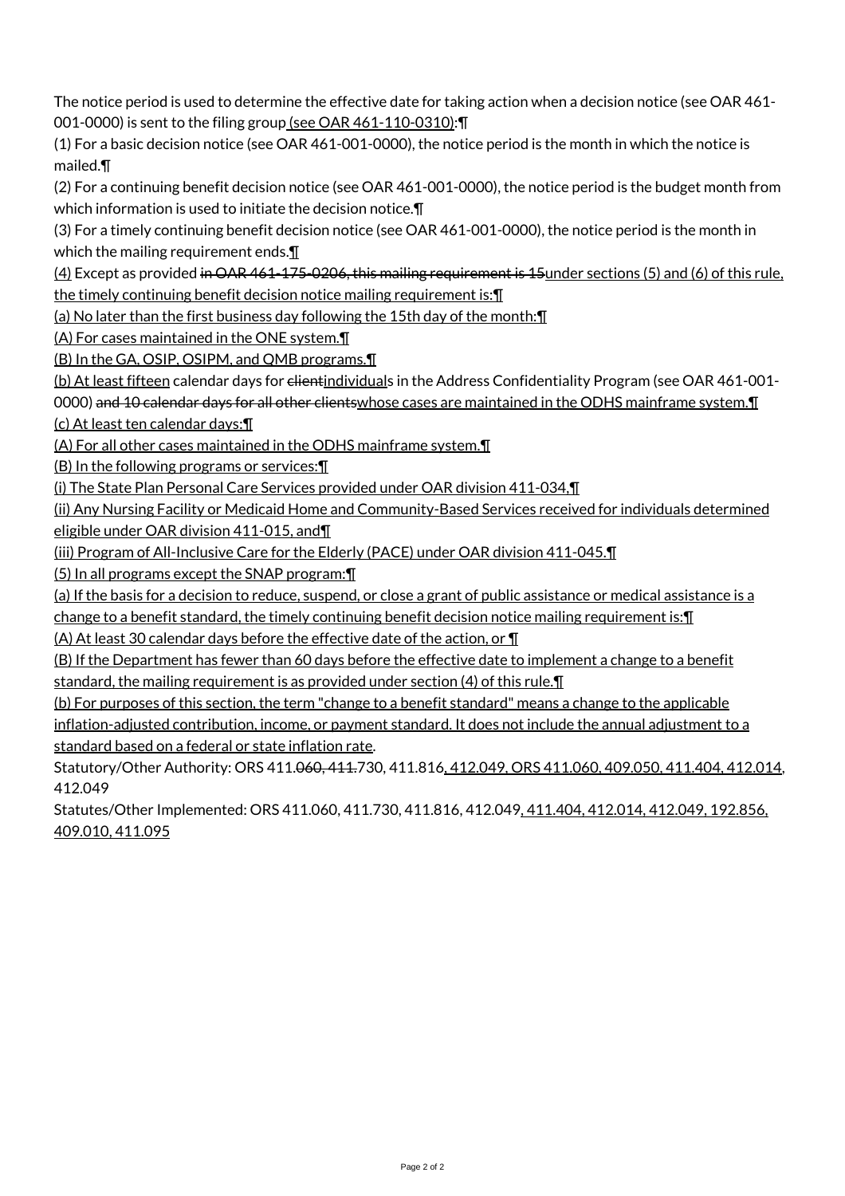The notice period is used to determine the effective date for taking action when a decision notice (see OAR 461-001-0000) is sent to the filing group (see OAR 461-110-0310):¶

(1) For a basic decision notice (see OAR 461-001-0000), the notice period is the month in which the notice is mailed.¶

(2) For a continuing benefit decision notice (see OAR 461-001-0000), the notice period is the budget month from which information is used to initiate the decision notice.¶

(3) For a timely continuing benefit decision notice (see OAR 461-001-0000), the notice period is the month in which the mailing requirement ends.¶

(4) Except as provided in OAR 461-175-0206, this mailing requirement is 15under sections (5) and (6) of this rule, the timely continuing benefit decision notice mailing requirement is:¶

(a) No later than the first business day following the 15th day of the month:¶

(A) For cases maintained in the ONE system.¶

(B) In the GA, OSIP, OSIPM, and QMB programs.¶

(b) At least fifteen calendar days for clientindividuals in the Address Confidentiality Program (see OAR 461-001-0000) and 10 calendar days for all other clientswhose cases are maintained in the ODHS mainframe system.¶

(c) At least ten calendar days:¶

(A) For all other cases maintained in the ODHS mainframe system.¶

(B) In the following programs or services:¶

(i) The State Plan Personal Care Services provided under OAR division 411-034,¶

(ii) Any Nursing Facility or Medicaid Home and Community-Based Services received for individuals determined eligible under OAR division 411-015, and¶

(iii) Program of All-Inclusive Care for the Elderly (PACE) under OAR division 411-045.¶

(5) In all programs except the SNAP program:¶

(a) If the basis for a decision to reduce, suspend, or close a grant of public assistance or medical assistance is a change to a benefit standard, the timely continuing benefit decision notice mailing requirement is:¶

(A) At least 30 calendar days before the effective date of the action, or ¶

(B) If the Department has fewer than 60 days before the effective date to implement a change to a benefit standard, the mailing requirement is as provided under section (4) of this rule.¶

(b) For purposes of this section, the term "change to a benefit standard" means a change to the applicable inflation-adjusted contribution, income, or payment standard. It does not include the annual adjustment to a standard based on a federal or state inflation rate.

Statutory/Other Authority: ORS 411.060, 411.730, 411.816, 412.049, ORS 411.060, 409.050, 411.404, 412.014, 412.049

Statutes/Other Implemented: ORS 411.060, 411.730, 411.816, 412.049, 411.404, 412.014, 412.049, 192.856, 409.010, 411.095